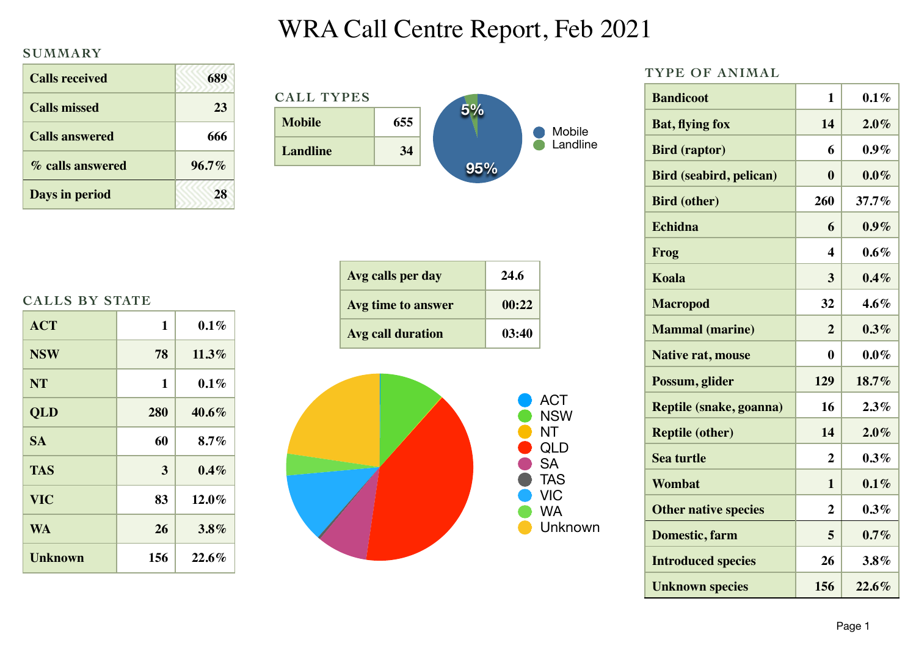# WRA Call Centre Report, Feb 2021

## SUMMARY

| | |
|---|---|
| Calls received | 689 |
| Calls missed | 23 |
| Calls answered | 666 |
| % calls answered | 96.7% |
| Days in period | 28 |

## CALL TYPES

| | |
|---|---|
| Mobile | 655 |
| Landline | 34 |

| | |
|---|---|
| Avg calls per day | 24.6 |
| Avg time to answer | 00:22 |
| Avg call duration | 03:40 |

## CALLS BY STATE

| | | |
|---|---|---|
| ACT | 1 | 0.1% |
| NSW | 78 | 11.3% |
| NT | 1 | 0.1% |
| QLD | 280 | 40.6% |
| SA | 60 | 8.7% |
| TAS | 3 | 0.4% |
| VIC | 83 | 12.0% |
| WA | 26 | 3.8% |
| Unknown | 156 | 22.6% |

## TYPE OF ANIMAL

| | | |
|---|---|---|
| Bandicoot | 1 | 0.1% |
| Bat, flying fox | 14 | 2.0% |
| Bird (raptor) | 6 | 0.9% |
| Bird (seabird, pelican) | 0 | 0.0% |
| Bird (other) | 260 | 37.7% |
| Echidna | 6 | 0.9% |
| Frog | 4 | 0.6% |
| Koala | 3 | 0.4% |
| Macropod | 32 | 4.6% |
| Mammal (marine) | 2 | 0.3% |
| Native rat, mouse | 0 | 0.0% |
| Possum, glider | 129 | 18.7% |
| Reptile (snake, goanna) | 16 | 2.3% |
| Reptile (other) | 14 | 2.0% |
| Sea turtle | 2 | 0.3% |
| Wombat | 1 | 0.1% |
| Other native species | 2 | 0.3% |
| Domestic, farm | 5 | 0.7% |
| Introduced species | 26 | 3.8% |
| Unknown species | 156 | 22.6% |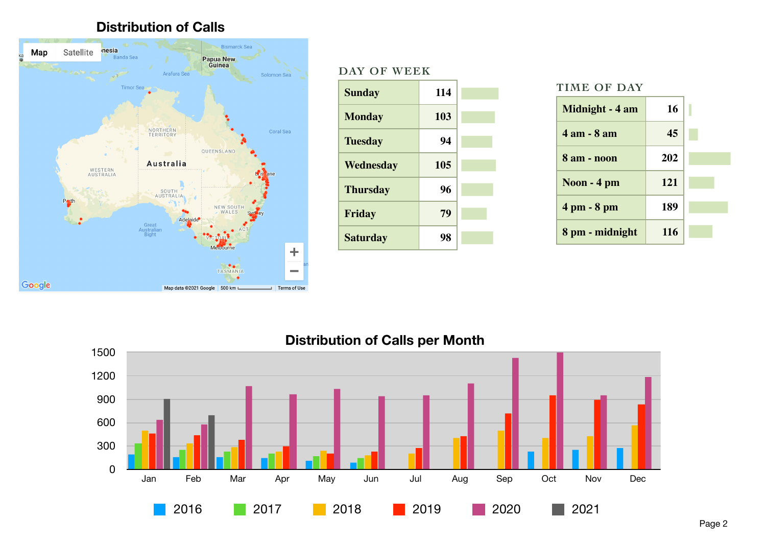## Distribution of Calls

Map | Satellite

Map data ©2021 Google | 500 km | Terms of Use

### DAY OF WEEK

| | |
|---|---|
| Sunday | 114 |
| Monday | 103 |
| Tuesday | 94 |
| Wednesday | 105 |
| Thursday | 96 |
| Friday | 79 |
| Saturday | 98 |

### TIME OF DAY

| | |
|---|---|
| Midnight - 4 am | 16 |
| 4 am - 8 am | 45 |
| 8 am - noon | 202 |
| Noon - 4 pm | 121 |
| 4 pm - 8 pm | 189 |
| 8 pm - midnight | 116 |

## Distribution of Calls per Month

1500
1200
900
600
300
0

Jan Feb Mar Apr May Jun Jul Aug Sep Oct Nov Dec

2016 2017 2018 2019 2020 2021